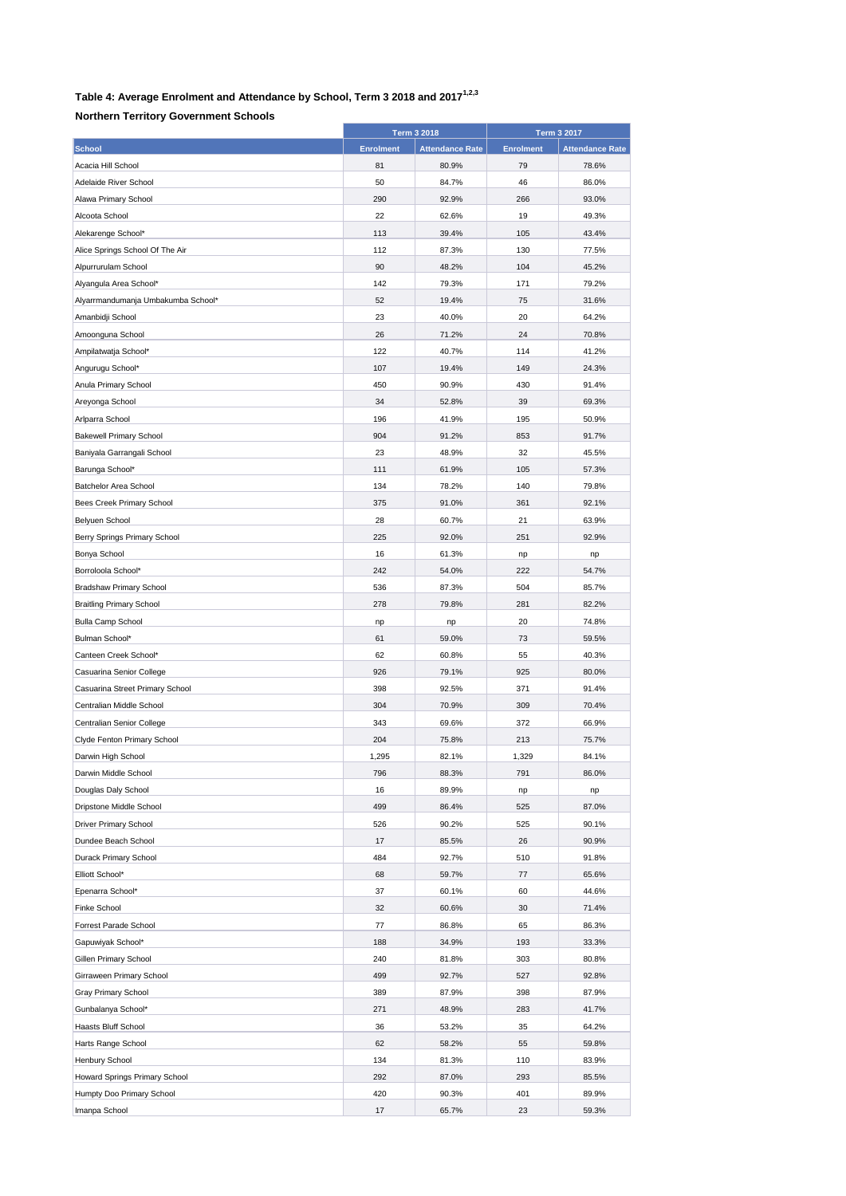# Table 4: Average Enrolment and Attendance by School, Term 3 2018 and 2017[1,2,3]

## Northern Territory Government Schools

| | Term 3 2018 | | Term 3 2017 | |
|---|---|---|---|---|
| **School** | **Enrolment** | **Attendance Rate** | **Enrolment** | **Attendance Rate** |
| Acacia Hill School | 81 | 80.9% | 79 | 78.6% |
| Adelaide River School | 50 | 84.7% | 46 | 86.0% |
| Alawa Primary School | 290 | 92.9% | 266 | 93.0% |
| Alcoota School | 22 | 62.6% | 19 | 49.3% |
| Alekarenge School* | 113 | 39.4% | 105 | 43.4% |
| Alice Springs School Of The Air | 112 | 87.3% | 130 | 77.5% |
| Alpurrurulam School | 90 | 48.2% | 104 | 45.2% |
| Alyangula Area School* | 142 | 79.3% | 171 | 79.2% |
| Alyarrmandumanja Umbakumba School* | 52 | 19.4% | 75 | 31.6% |
| Amanbidji School | 23 | 40.0% | 20 | 64.2% |
| Amoonguna School | 26 | 71.2% | 24 | 70.8% |
| Ampilatwatja School* | 122 | 40.7% | 114 | 41.2% |
| Angurugu School* | 107 | 19.4% | 149 | 24.3% |
| Anula Primary School | 450 | 90.9% | 430 | 91.4% |
| Areyonga School | 34 | 52.8% | 39 | 69.3% |
| Arlparra School | 196 | 41.9% | 195 | 50.9% |
| Bakewell Primary School | 904 | 91.2% | 853 | 91.7% |
| Baniyala Garrangali School | 23 | 48.9% | 32 | 45.5% |
| Barunga School* | 111 | 61.9% | 105 | 57.3% |
| Batchelor Area School | 134 | 78.2% | 140 | 79.8% |
| Bees Creek Primary School | 375 | 91.0% | 361 | 92.1% |
| Belyuen School | 28 | 60.7% | 21 | 63.9% |
| Berry Springs Primary School | 225 | 92.0% | 251 | 92.9% |
| Bonya School | 16 | 61.3% | np | np |
| Borroloola School* | 242 | 54.0% | 222 | 54.7% |
| Bradshaw Primary School | 536 | 87.3% | 504 | 85.7% |
| Braitling Primary School | 278 | 79.8% | 281 | 82.2% |
| Bulla Camp School | np | np | 20 | 74.8% |
| Bulman School* | 61 | 59.0% | 73 | 59.5% |
| Canteen Creek School* | 62 | 60.8% | 55 | 40.3% |
| Casuarina Senior College | 926 | 79.1% | 925 | 80.0% |
| Casuarina Street Primary School | 398 | 92.5% | 371 | 91.4% |
| Centralian Middle School | 304 | 70.9% | 309 | 70.4% |
| Centralian Senior College | 343 | 69.6% | 372 | 66.9% |
| Clyde Fenton Primary School | 204 | 75.8% | 213 | 75.7% |
| Darwin High School | 1,295 | 82.1% | 1,329 | 84.1% |
| Darwin Middle School | 796 | 88.3% | 791 | 86.0% |
| Douglas Daly School | 16 | 89.9% | np | np |
| Dripstone Middle School | 499 | 86.4% | 525 | 87.0% |
| Driver Primary School | 526 | 90.2% | 525 | 90.1% |
| Dundee Beach School | 17 | 85.5% | 26 | 90.9% |
| Durack Primary School | 484 | 92.7% | 510 | 91.8% |
| Elliott School* | 68 | 59.7% | 77 | 65.6% |
| Epenarra School* | 37 | 60.1% | 60 | 44.6% |
| Finke School | 32 | 60.6% | 30 | 71.4% |
| Forrest Parade School | 77 | 86.8% | 65 | 86.3% |
| Gapuwiyak School* | 188 | 34.9% | 193 | 33.3% |
| Gillen Primary School | 240 | 81.8% | 303 | 80.8% |
| Girraween Primary School | 499 | 92.7% | 527 | 92.8% |
| Gray Primary School | 389 | 87.9% | 398 | 87.9% |
| Gunbalanya School* | 271 | 48.9% | 283 | 41.7% |
| Haasts Bluff School | 36 | 53.2% | 35 | 64.2% |
| Harts Range School | 62 | 58.2% | 55 | 59.8% |
| Henbury School | 134 | 81.3% | 110 | 83.9% |
| Howard Springs Primary School | 292 | 87.0% | 293 | 85.5% |
| Humpty Doo Primary School | 420 | 90.3% | 401 | 89.9% |
| Imanpa School | 17 | 65.7% | 23 | 59.3% |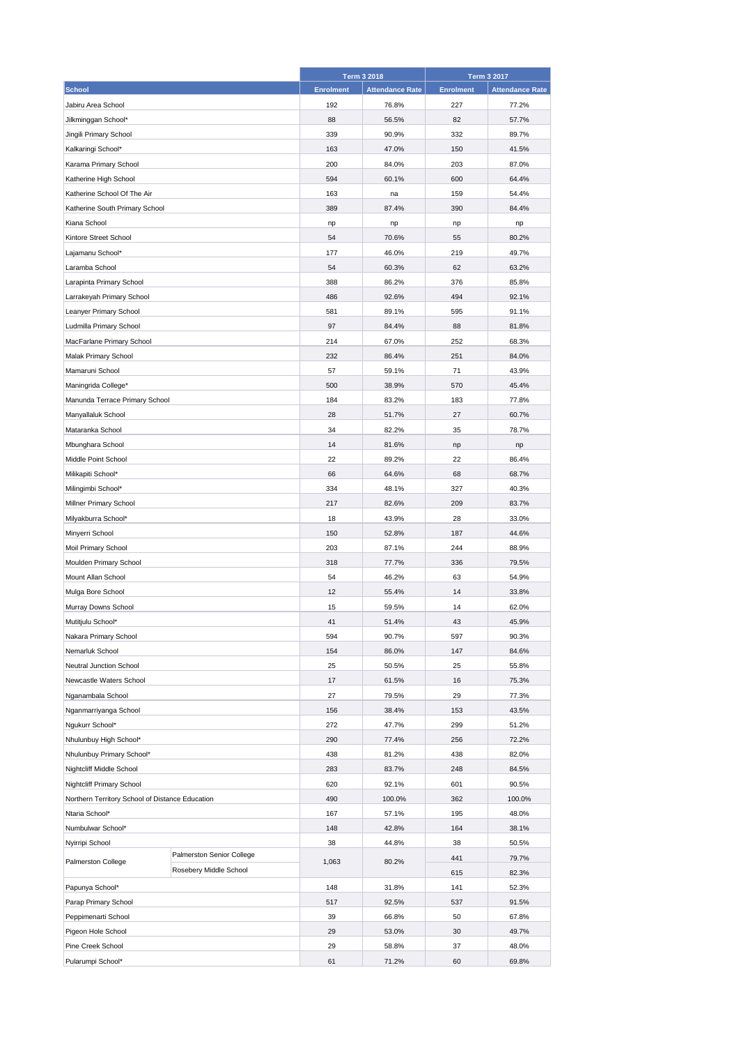| School | | Term 3 2018 | | Term 3 2017 | |
|---|---|---|---|---|---|
| | | Enrolment | Attendance Rate | Enrolment | Attendance Rate |
| Jabiru Area School | | 192 | 76.8% | 227 | 77.2% |
| Jilkminggan School* | | 88 | 56.5% | 82 | 57.7% |
| Jingili Primary School | | 339 | 90.9% | 332 | 89.7% |
| Kalkaringi School* | | 163 | 47.0% | 150 | 41.5% |
| Karama Primary School | | 200 | 84.0% | 203 | 87.0% |
| Katherine High School | | 594 | 60.1% | 600 | 64.4% |
| Katherine School Of The Air | | 163 | na | 159 | 54.4% |
| Katherine South Primary School | | 389 | 87.4% | 390 | 84.4% |
| Kiana School | | np | np | np | np |
| Kintore Street School | | 54 | 70.6% | 55 | 80.2% |
| Lajamanu School* | | 177 | 46.0% | 219 | 49.7% |
| Laramba School | | 54 | 60.3% | 62 | 63.2% |
| Larapinta Primary School | | 388 | 86.2% | 376 | 85.8% |
| Larrakeyah Primary School | | 486 | 92.6% | 494 | 92.1% |
| Leanyer Primary School | | 581 | 89.1% | 595 | 91.1% |
| Ludmilla Primary School | | 97 | 84.4% | 88 | 81.8% |
| MacFarlane Primary School | | 214 | 67.0% | 252 | 68.3% |
| Malak Primary School | | 232 | 86.4% | 251 | 84.0% |
| Mamaruni School | | 57 | 59.1% | 71 | 43.9% |
| Maningrida College* | | 500 | 38.9% | 570 | 45.4% |
| Manunda Terrace Primary School | | 184 | 83.2% | 183 | 77.8% |
| Manyallaluk School | | 28 | 51.7% | 27 | 60.7% |
| Mataranka School | | 34 | 82.2% | 35 | 78.7% |
| Mbunghara School | | 14 | 81.6% | np | np |
| Middle Point School | | 22 | 89.2% | 22 | 86.4% |
| Milikapiti School* | | 66 | 64.6% | 68 | 68.7% |
| Milingimbi School* | | 334 | 48.1% | 327 | 40.3% |
| Millner Primary School | | 217 | 82.6% | 209 | 83.7% |
| Milyakburra School* | | 18 | 43.9% | 28 | 33.0% |
| Minyerri School | | 150 | 52.8% | 187 | 44.6% |
| Moil Primary School | | 203 | 87.1% | 244 | 88.9% |
| Moulden Primary School | | 318 | 77.7% | 336 | 79.5% |
| Mount Allan School | | 54 | 46.2% | 63 | 54.9% |
| Mulga Bore School | | 12 | 55.4% | 14 | 33.8% |
| Murray Downs School | | 15 | 59.5% | 14 | 62.0% |
| Mutitjulu School* | | 41 | 51.4% | 43 | 45.9% |
| Nakara Primary School | | 594 | 90.7% | 597 | 90.3% |
| Nemarluk School | | 154 | 86.0% | 147 | 84.6% |
| Neutral Junction School | | 25 | 50.5% | 25 | 55.8% |
| Newcastle Waters School | | 17 | 61.5% | 16 | 75.3% |
| Nganambala School | | 27 | 79.5% | 29 | 77.3% |
| Nganmarriyanga School | | 156 | 38.4% | 153 | 43.5% |
| Ngukurr School* | | 272 | 47.7% | 299 | 51.2% |
| Nhulunbuy High School* | | 290 | 77.4% | 256 | 72.2% |
| Nhulunbuy Primary School* | | 438 | 81.2% | 438 | 82.0% |
| Nightcliff Middle School | | 283 | 83.7% | 248 | 84.5% |
| Nightcliff Primary School | | 620 | 92.1% | 601 | 90.5% |
| Northern Territory School of Distance Education | | 490 | 100.0% | 362 | 100.0% |
| Ntaria School* | | 167 | 57.1% | 195 | 48.0% |
| Numbulwar School* | | 148 | 42.8% | 164 | 38.1% |
| Nyirripi School | | 38 | 44.8% | 38 | 50.5% |
| Palmerston College | Palmerston Senior College | 1,063 | 80.2% | 441 | 79.7% |
| | Rosebery Middle School | | | 615 | 82.3% |
| Papunya School* | | 148 | 31.8% | 141 | 52.3% |
| Parap Primary School | | 517 | 92.5% | 537 | 91.5% |
| Peppimenarti School | | 39 | 66.8% | 50 | 67.8% |
| Pigeon Hole School | | 29 | 53.0% | 30 | 49.7% |
| Pine Creek School | | 29 | 58.8% | 37 | 48.0% |
| Pularumpi School* | | 61 | 71.2% | 60 | 69.8% |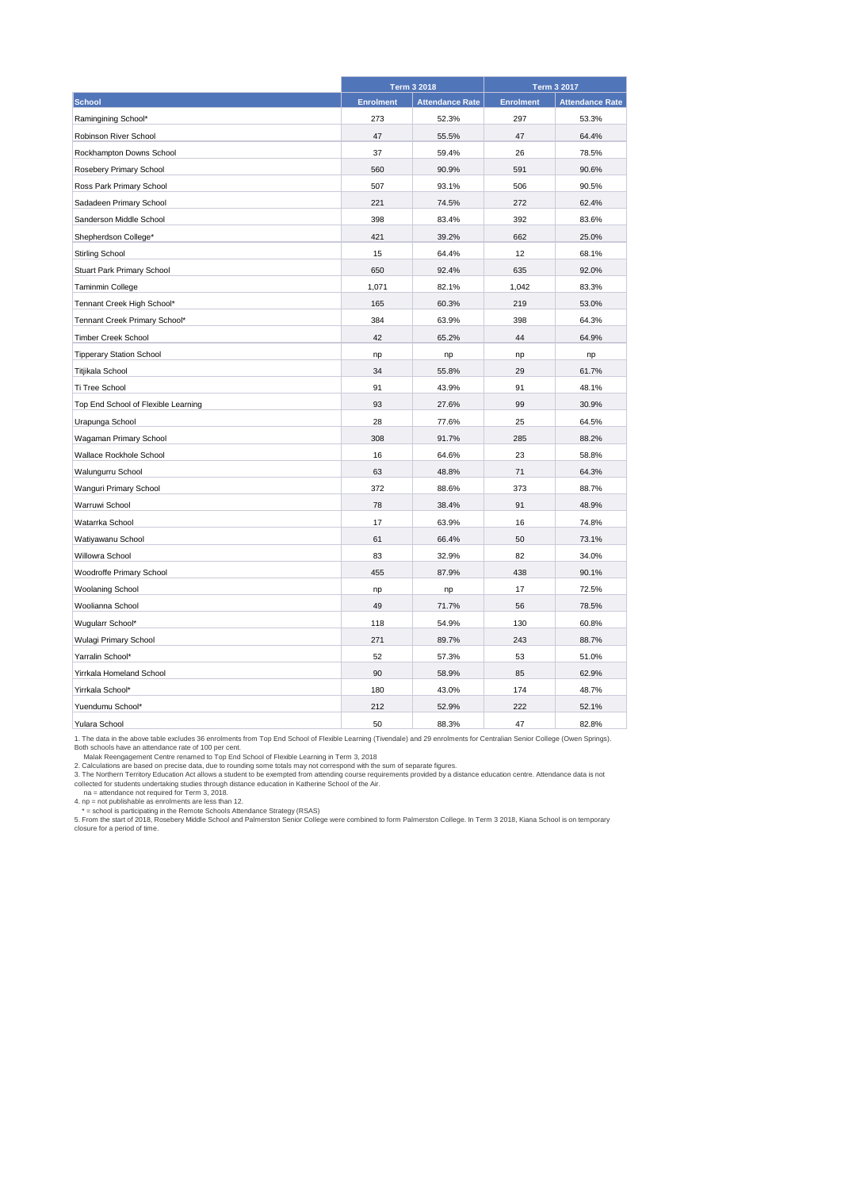| School | Term 3 2018 | | Term 3 2017 | |
|---|---|---|---|---|
| | Enrolment | Attendance Rate | Enrolment | Attendance Rate |
| Ramingining School* | 273 | 52.3% | 297 | 53.3% |
| Robinson River School | 47 | 55.5% | 47 | 64.4% |
| Rockhampton Downs School | 37 | 59.4% | 26 | 78.5% |
| Rosebery Primary School | 560 | 90.9% | 591 | 90.6% |
| Ross Park Primary School | 507 | 93.1% | 506 | 90.5% |
| Sadadeen Primary School | 221 | 74.5% | 272 | 62.4% |
| Sanderson Middle School | 398 | 83.4% | 392 | 83.6% |
| Shepherdson College* | 421 | 39.2% | 662 | 25.0% |
| Stirling School | 15 | 64.4% | 12 | 68.1% |
| Stuart Park Primary School | 650 | 92.4% | 635 | 92.0% |
| Taminmin College | 1,071 | 82.1% | 1,042 | 83.3% |
| Tennant Creek High School* | 165 | 60.3% | 219 | 53.0% |
| Tennant Creek Primary School* | 384 | 63.9% | 398 | 64.3% |
| Timber Creek School | 42 | 65.2% | 44 | 64.9% |
| Tipperary Station School | np | np | np | np |
| Titjikala School | 34 | 55.8% | 29 | 61.7% |
| Ti Tree School | 91 | 43.9% | 91 | 48.1% |
| Top End School of Flexible Learning | 93 | 27.6% | 99 | 30.9% |
| Urapunga School | 28 | 77.6% | 25 | 64.5% |
| Wagaman Primary School | 308 | 91.7% | 285 | 88.2% |
| Wallace Rockhole School | 16 | 64.6% | 23 | 58.8% |
| Walungurru School | 63 | 48.8% | 71 | 64.3% |
| Wanguri Primary School | 372 | 88.6% | 373 | 88.7% |
| Warruwi School | 78 | 38.4% | 91 | 48.9% |
| Watarrka School | 17 | 63.9% | 16 | 74.8% |
| Watiyawanu School | 61 | 66.4% | 50 | 73.1% |
| Willowra School | 83 | 32.9% | 82 | 34.0% |
| Woodroffe Primary School | 455 | 87.9% | 438 | 90.1% |
| Woolaning School | np | np | 17 | 72.5% |
| Woolianna School | 49 | 71.7% | 56 | 78.5% |
| Wugularr School* | 118 | 54.9% | 130 | 60.8% |
| Wulagi Primary School | 271 | 89.7% | 243 | 88.7% |
| Yarralin School* | 52 | 57.3% | 53 | 51.0% |
| Yirrkala Homeland School | 90 | 58.9% | 85 | 62.9% |
| Yirrkala School* | 180 | 43.0% | 174 | 48.7% |
| Yuendumu School* | 212 | 52.9% | 222 | 52.1% |
| Yulara School | 50 | 88.3% | 47 | 82.8% |

1. The data in the above table excludes 36 enrolments from Top End School of Flexible Learning (Tivendale) and 29 enrolments for Centralian Senior College (Owen Springs). Both schools have an attendance rate of 100 per cent.
   Malak Reengagement Centre renamed to Top End School of Flexible Learning in Term 3, 2018
2. Calculations are based on precise data, due to rounding some totals may not correspond with the sum of separate figures.
3. The Northern Territory Education Act allows a student to be exempted from attending course requirements provided by a distance education centre. Attendance data is not collected for students undertaking studies through distance education in Katherine School of the Air.
   na = attendance not required for Term 3, 2018.
4. np = not publishable as enrolments are less than 12.
   * = school is participating in the Remote Schools Attendance Strategy (RSAS)
5. From the start of 2018, Rosebery Middle School and Palmerston Senior College were combined to form Palmerston College. In Term 3 2018, Kiana School is on temporary closure for a period of time.